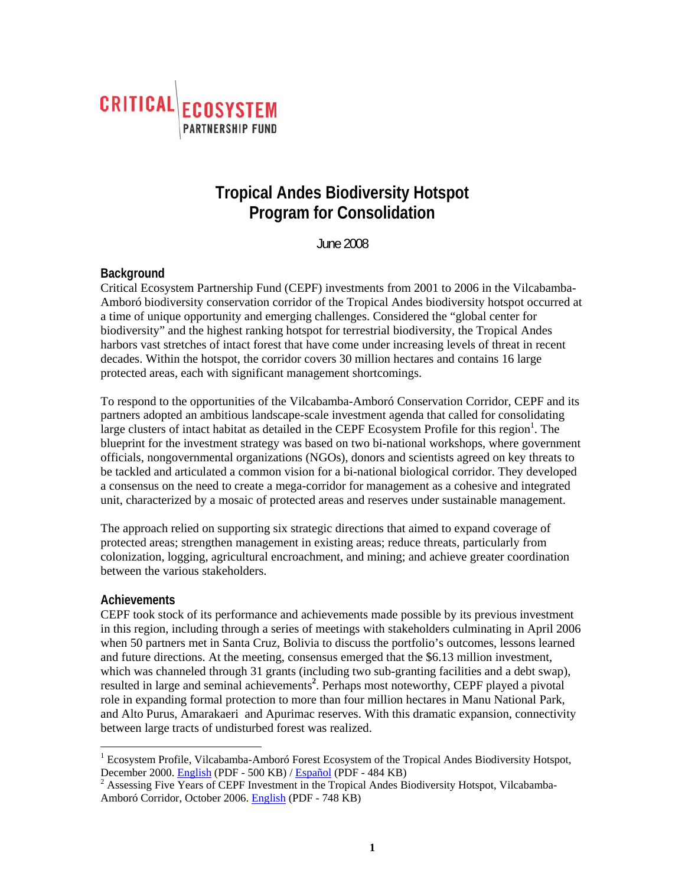CRITICAL ECOSYSTEM PARTNERSHIP FUND

# Tropical Andes Biodiversity Hotspot
# Program for Consolidation

June 2008

## Background

Critical Ecosystem Partnership Fund (CEPF) investments from 2001 to 2006 in the Vilcabamba-Amboró biodiversity conservation corridor of the Tropical Andes biodiversity hotspot occurred at a time of unique opportunity and emerging challenges. Considered the "global center for biodiversity" and the highest ranking hotspot for terrestrial biodiversity, the Tropical Andes harbors vast stretches of intact forest that have come under increasing levels of threat in recent decades. Within the hotspot, the corridor covers 30 million hectares and contains 16 large protected areas, each with significant management shortcomings.

To respond to the opportunities of the Vilcabamba-Amboró Conservation Corridor, CEPF and its partners adopted an ambitious landscape-scale investment agenda that called for consolidating large clusters of intact habitat as detailed in the CEPF Ecosystem Profile for this region[1]. The blueprint for the investment strategy was based on two bi-national workshops, where government officials, nongovernmental organizations (NGOs), donors and scientists agreed on key threats to be tackled and articulated a common vision for a bi-national biological corridor. They developed a consensus on the need to create a mega-corridor for management as a cohesive and integrated unit, characterized by a mosaic of protected areas and reserves under sustainable management.

The approach relied on supporting six strategic directions that aimed to expand coverage of protected areas; strengthen management in existing areas; reduce threats, particularly from colonization, logging, agricultural encroachment, and mining; and achieve greater coordination between the various stakeholders.

## Achievements

CEPF took stock of its performance and achievements made possible by its previous investment in this region, including through a series of meetings with stakeholders culminating in April 2006 when 50 partners met in Santa Cruz, Bolivia to discuss the portfolio's outcomes, lessons learned and future directions. At the meeting, consensus emerged that the $6.13 million investment, which was channeled through 31 grants (including two sub-granting facilities and a debt swap), resulted in large and seminal achievements[2]. Perhaps most noteworthy, CEPF played a pivotal role in expanding formal protection to more than four million hectares in Manu National Park, and Alto Purus, Amarakaeri and Apurimac reserves. With this dramatic expansion, connectivity between large tracts of undisturbed forest was realized.

---

[1] Ecosystem Profile, Vilcabamba-Amboró Forest Ecosystem of the Tropical Andes Biodiversity Hotspot, December 2000. English (PDF - 500 KB) / Español (PDF - 484 KB)

[2] Assessing Five Years of CEPF Investment in the Tropical Andes Biodiversity Hotspot, Vilcabamba-Amboró Corridor, October 2006. English (PDF - 748 KB)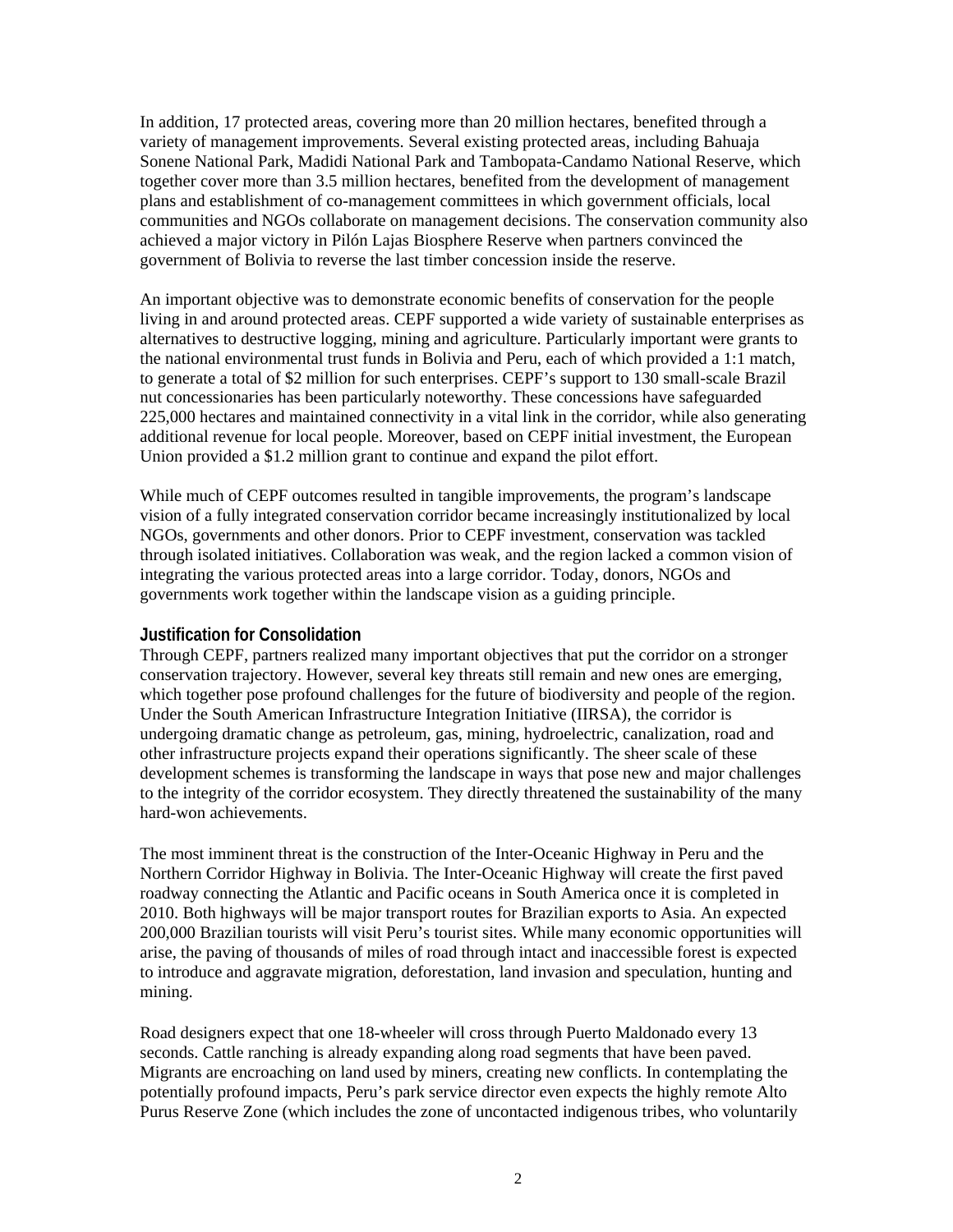In addition, 17 protected areas, covering more than 20 million hectares, benefited through a variety of management improvements. Several existing protected areas, including Bahuaja Sonene National Park, Madidi National Park and Tambopata-Candamo National Reserve, which together cover more than 3.5 million hectares, benefited from the development of management plans and establishment of co-management committees in which government officials, local communities and NGOs collaborate on management decisions. The conservation community also achieved a major victory in Pilón Lajas Biosphere Reserve when partners convinced the government of Bolivia to reverse the last timber concession inside the reserve.

An important objective was to demonstrate economic benefits of conservation for the people living in and around protected areas. CEPF supported a wide variety of sustainable enterprises as alternatives to destructive logging, mining and agriculture. Particularly important were grants to the national environmental trust funds in Bolivia and Peru, each of which provided a 1:1 match, to generate a total of $2 million for such enterprises. CEPF's support to 130 small-scale Brazil nut concessionaries has been particularly noteworthy. These concessions have safeguarded 225,000 hectares and maintained connectivity in a vital link in the corridor, while also generating additional revenue for local people. Moreover, based on CEPF initial investment, the European Union provided a $1.2 million grant to continue and expand the pilot effort.

While much of CEPF outcomes resulted in tangible improvements, the program's landscape vision of a fully integrated conservation corridor became increasingly institutionalized by local NGOs, governments and other donors. Prior to CEPF investment, conservation was tackled through isolated initiatives. Collaboration was weak, and the region lacked a common vision of integrating the various protected areas into a large corridor. Today, donors, NGOs and governments work together within the landscape vision as a guiding principle.

### Justification for Consolidation

Through CEPF, partners realized many important objectives that put the corridor on a stronger conservation trajectory. However, several key threats still remain and new ones are emerging, which together pose profound challenges for the future of biodiversity and people of the region. Under the South American Infrastructure Integration Initiative (IIRSA), the corridor is undergoing dramatic change as petroleum, gas, mining, hydroelectric, canalization, road and other infrastructure projects expand their operations significantly. The sheer scale of these development schemes is transforming the landscape in ways that pose new and major challenges to the integrity of the corridor ecosystem. They directly threatened the sustainability of the many hard-won achievements.

The most imminent threat is the construction of the Inter-Oceanic Highway in Peru and the Northern Corridor Highway in Bolivia. The Inter-Oceanic Highway will create the first paved roadway connecting the Atlantic and Pacific oceans in South America once it is completed in 2010. Both highways will be major transport routes for Brazilian exports to Asia. An expected 200,000 Brazilian tourists will visit Peru's tourist sites. While many economic opportunities will arise, the paving of thousands of miles of road through intact and inaccessible forest is expected to introduce and aggravate migration, deforestation, land invasion and speculation, hunting and mining.

Road designers expect that one 18-wheeler will cross through Puerto Maldonado every 13 seconds. Cattle ranching is already expanding along road segments that have been paved. Migrants are encroaching on land used by miners, creating new conflicts. In contemplating the potentially profound impacts, Peru's park service director even expects the highly remote Alto Purus Reserve Zone (which includes the zone of uncontacted indigenous tribes, who voluntarily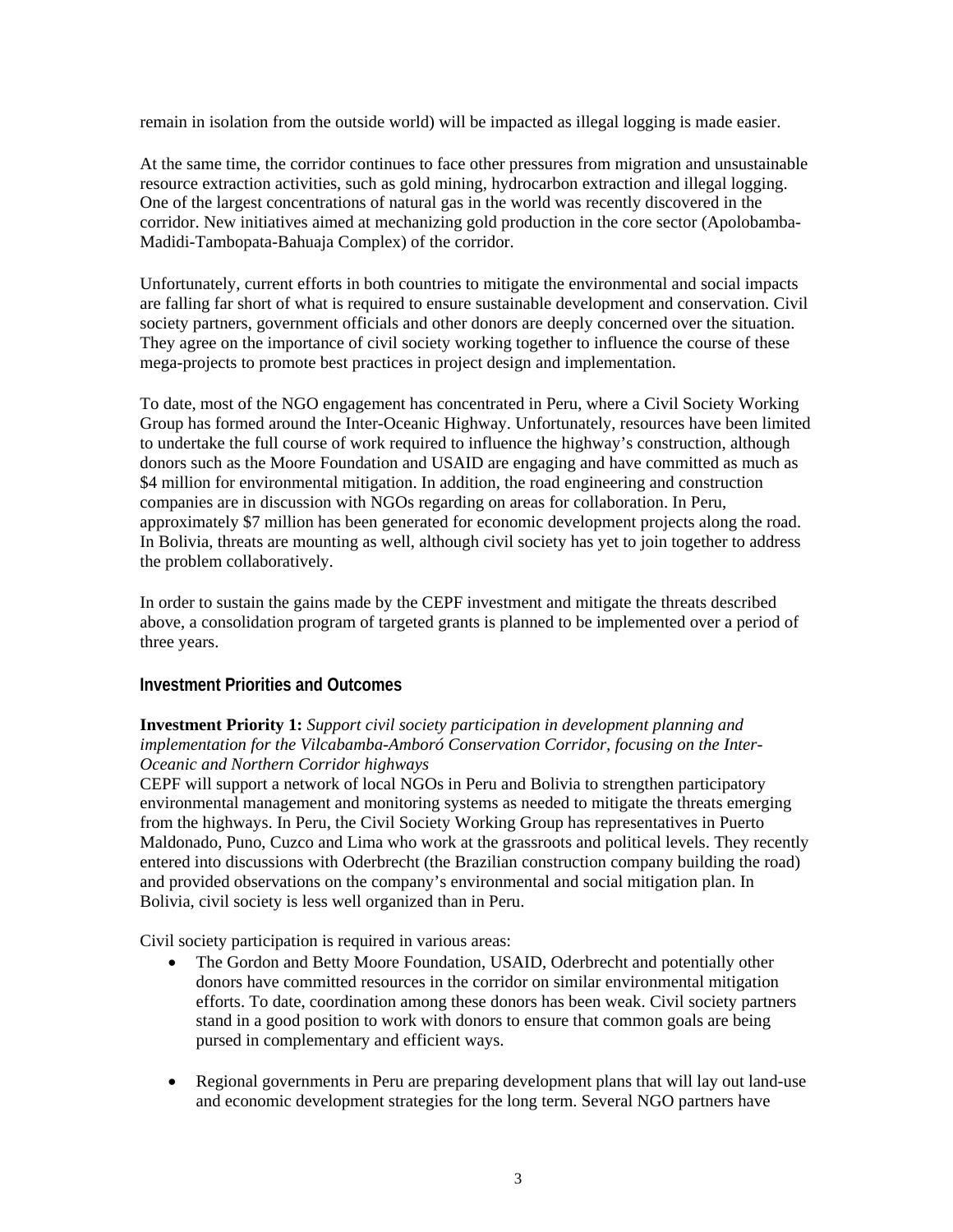remain in isolation from the outside world) will be impacted as illegal logging is made easier.

At the same time, the corridor continues to face other pressures from migration and unsustainable resource extraction activities, such as gold mining, hydrocarbon extraction and illegal logging. One of the largest concentrations of natural gas in the world was recently discovered in the corridor. New initiatives aimed at mechanizing gold production in the core sector (Apolobamba-Madidi-Tambopata-Bahuaja Complex) of the corridor.

Unfortunately, current efforts in both countries to mitigate the environmental and social impacts are falling far short of what is required to ensure sustainable development and conservation. Civil society partners, government officials and other donors are deeply concerned over the situation. They agree on the importance of civil society working together to influence the course of these mega-projects to promote best practices in project design and implementation.

To date, most of the NGO engagement has concentrated in Peru, where a Civil Society Working Group has formed around the Inter-Oceanic Highway. Unfortunately, resources have been limited to undertake the full course of work required to influence the highway's construction, although donors such as the Moore Foundation and USAID are engaging and have committed as much as \$4 million for environmental mitigation. In addition, the road engineering and construction companies are in discussion with NGOs regarding on areas for collaboration. In Peru, approximately \$7 million has been generated for economic development projects along the road. In Bolivia, threats are mounting as well, although civil society has yet to join together to address the problem collaboratively.

In order to sustain the gains made by the CEPF investment and mitigate the threats described above, a consolidation program of targeted grants is planned to be implemented over a period of three years.

## Investment Priorities and Outcomes

**Investment Priority 1:** *Support civil society participation in development planning and implementation for the Vilcabamba-Amboró Conservation Corridor, focusing on the Inter-Oceanic and Northern Corridor highways*

CEPF will support a network of local NGOs in Peru and Bolivia to strengthen participatory environmental management and monitoring systems as needed to mitigate the threats emerging from the highways. In Peru, the Civil Society Working Group has representatives in Puerto Maldonado, Puno, Cuzco and Lima who work at the grassroots and political levels. They recently entered into discussions with Oderbrecht (the Brazilian construction company building the road) and provided observations on the company's environmental and social mitigation plan. In Bolivia, civil society is less well organized than in Peru.

Civil society participation is required in various areas:

- The Gordon and Betty Moore Foundation, USAID, Oderbrecht and potentially other donors have committed resources in the corridor on similar environmental mitigation efforts. To date, coordination among these donors has been weak. Civil society partners stand in a good position to work with donors to ensure that common goals are being pursed in complementary and efficient ways.

- Regional governments in Peru are preparing development plans that will lay out land-use and economic development strategies for the long term. Several NGO partners have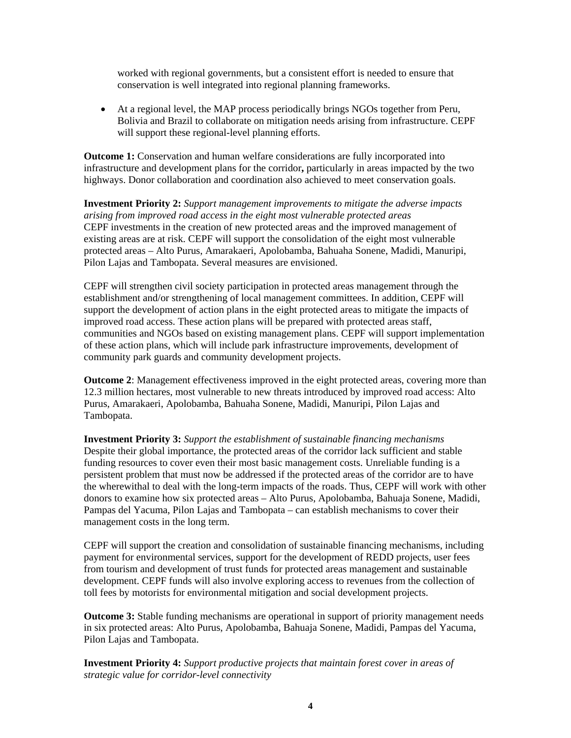worked with regional governments, but a consistent effort is needed to ensure that conservation is well integrated into regional planning frameworks.

- At a regional level, the MAP process periodically brings NGOs together from Peru, Bolivia and Brazil to collaborate on mitigation needs arising from infrastructure. CEPF will support these regional-level planning efforts.

**Outcome 1:** Conservation and human welfare considerations are fully incorporated into infrastructure and development plans for the corridor**,** particularly in areas impacted by the two highways. Donor collaboration and coordination also achieved to meet conservation goals.

**Investment Priority 2:** *Support management improvements to mitigate the adverse impacts arising from improved road access in the eight most vulnerable protected areas*
CEPF investments in the creation of new protected areas and the improved management of existing areas are at risk. CEPF will support the consolidation of the eight most vulnerable protected areas – Alto Purus, Amarakaeri, Apolobamba, Bahuaha Sonene, Madidi, Manuripi, Pilon Lajas and Tambopata. Several measures are envisioned.

CEPF will strengthen civil society participation in protected areas management through the establishment and/or strengthening of local management committees. In addition, CEPF will support the development of action plans in the eight protected areas to mitigate the impacts of improved road access. These action plans will be prepared with protected areas staff, communities and NGOs based on existing management plans. CEPF will support implementation of these action plans, which will include park infrastructure improvements, development of community park guards and community development projects.

**Outcome 2**: Management effectiveness improved in the eight protected areas, covering more than 12.3 million hectares, most vulnerable to new threats introduced by improved road access: Alto Purus, Amarakaeri, Apolobamba, Bahuaha Sonene, Madidi, Manuripi, Pilon Lajas and Tambopata.

**Investment Priority 3:** *Support the establishment of sustainable financing mechanisms*
Despite their global importance, the protected areas of the corridor lack sufficient and stable funding resources to cover even their most basic management costs. Unreliable funding is a persistent problem that must now be addressed if the protected areas of the corridor are to have the wherewithal to deal with the long-term impacts of the roads. Thus, CEPF will work with other donors to examine how six protected areas – Alto Purus, Apolobamba, Bahuaja Sonene, Madidi, Pampas del Yacuma, Pilon Lajas and Tambopata – can establish mechanisms to cover their management costs in the long term.

CEPF will support the creation and consolidation of sustainable financing mechanisms, including payment for environmental services, support for the development of REDD projects, user fees from tourism and development of trust funds for protected areas management and sustainable development. CEPF funds will also involve exploring access to revenues from the collection of toll fees by motorists for environmental mitigation and social development projects.

**Outcome 3:** Stable funding mechanisms are operational in support of priority management needs in six protected areas: Alto Purus, Apolobamba, Bahuaja Sonene, Madidi, Pampas del Yacuma, Pilon Lajas and Tambopata.

**Investment Priority 4:** *Support productive projects that maintain forest cover in areas of strategic value for corridor-level connectivity*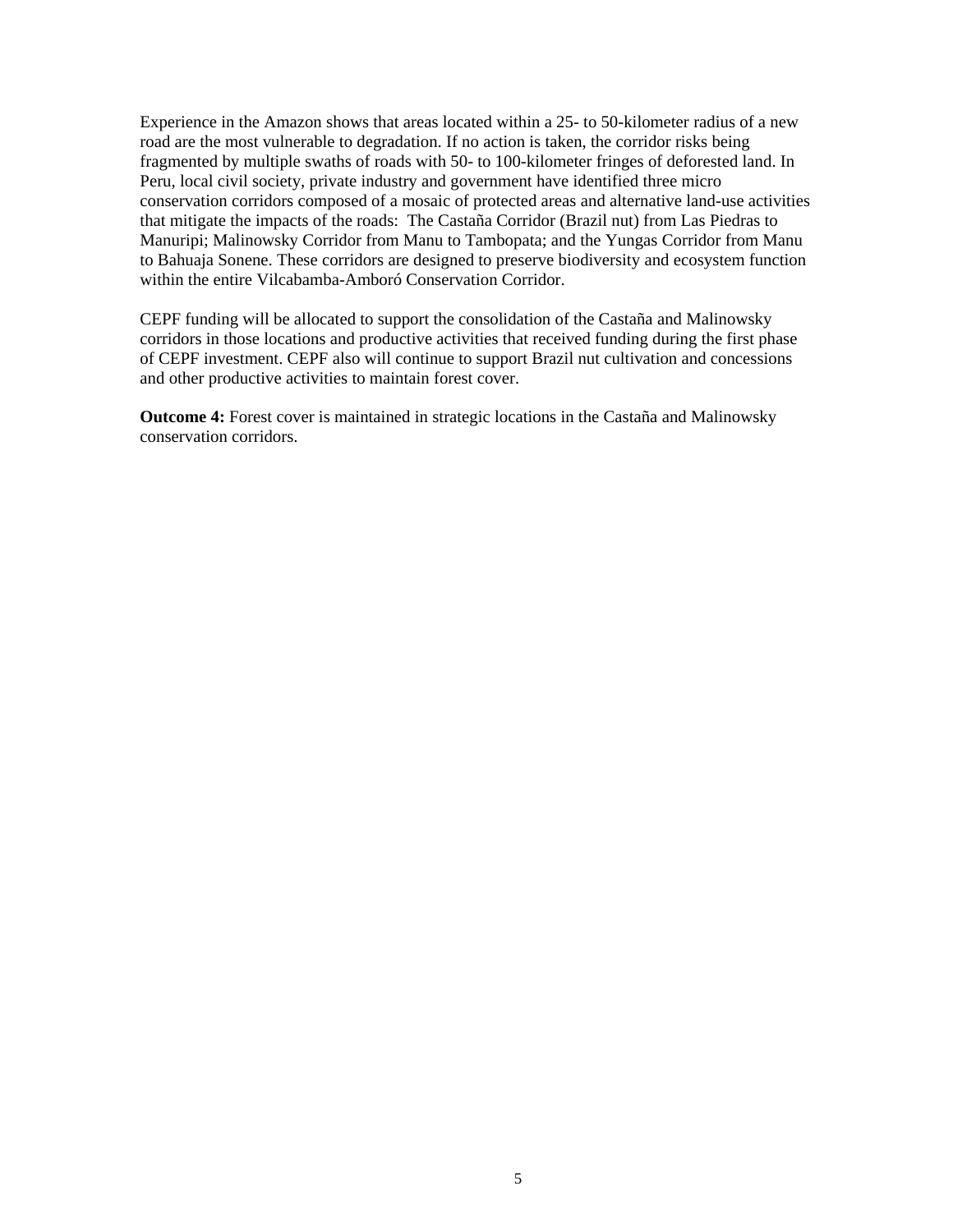Experience in the Amazon shows that areas located within a 25- to 50-kilometer radius of a new road are the most vulnerable to degradation. If no action is taken, the corridor risks being fragmented by multiple swaths of roads with 50- to 100-kilometer fringes of deforested land. In Peru, local civil society, private industry and government have identified three micro conservation corridors composed of a mosaic of protected areas and alternative land-use activities that mitigate the impacts of the roads: The Castaña Corridor (Brazil nut) from Las Piedras to Manuripi; Malinowsky Corridor from Manu to Tambopata; and the Yungas Corridor from Manu to Bahuaja Sonene. These corridors are designed to preserve biodiversity and ecosystem function within the entire Vilcabamba-Amboró Conservation Corridor.

CEPF funding will be allocated to support the consolidation of the Castaña and Malinowsky corridors in those locations and productive activities that received funding during the first phase of CEPF investment. CEPF also will continue to support Brazil nut cultivation and concessions and other productive activities to maintain forest cover.

**Outcome 4:** Forest cover is maintained in strategic locations in the Castaña and Malinowsky conservation corridors.